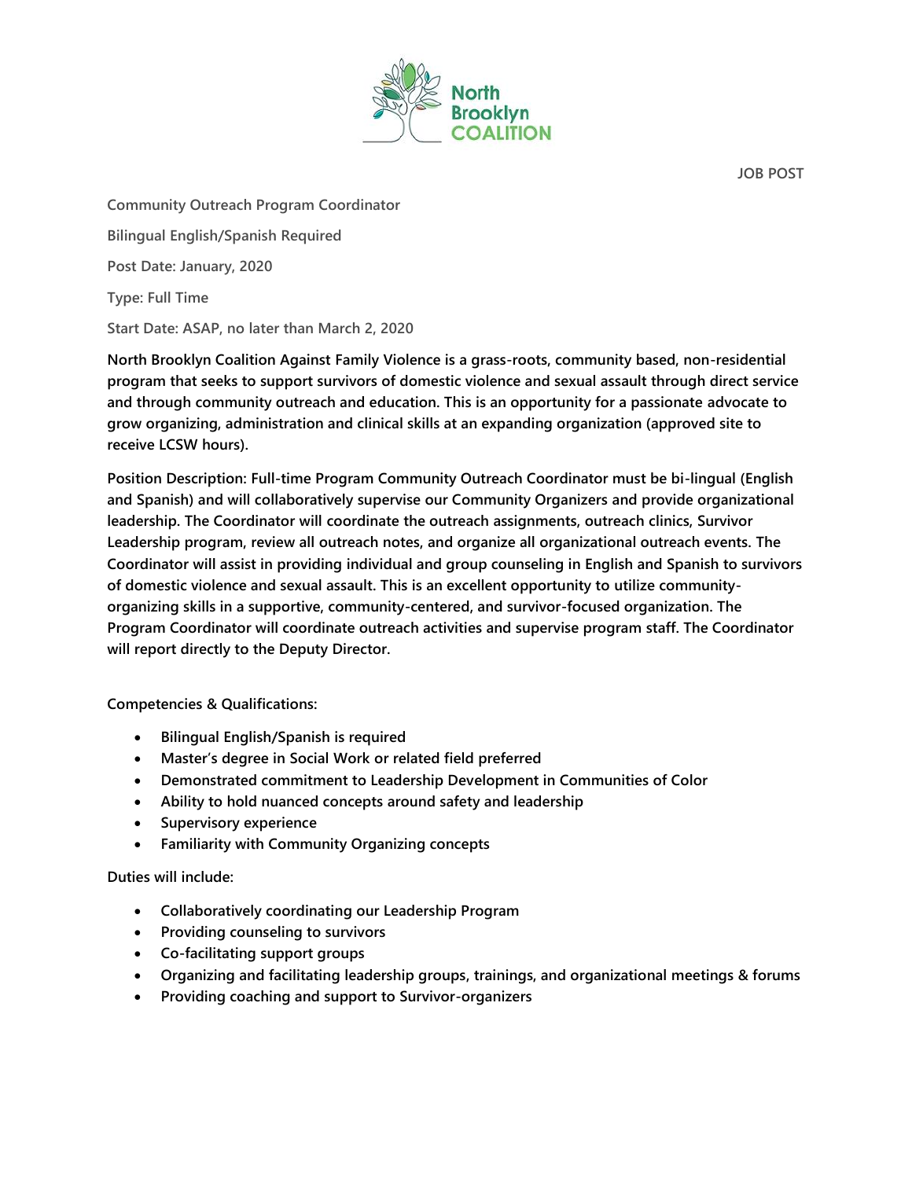North Brooklyn COALITION

**JOB POST**

**Community Outreach Program Coordinator**

**Bilingual English/Spanish Required**

**Post Date: January, 2020**

**Type: Full Time**

**Start Date: ASAP, no later than March 2, 2020**

**North Brooklyn Coalition Against Family Violence is a grass-roots, community based, non-residential program that seeks to support survivors of domestic violence and sexual assault through direct service and through community outreach and education. This is an opportunity for a passionate advocate to grow organizing, administration and clinical skills at an expanding organization (approved site to receive LCSW hours).**

**Position Description: Full-time Program Community Outreach Coordinator must be bi-lingual (English and Spanish) and will collaboratively supervise our Community Organizers and provide organizational leadership. The Coordinator will coordinate the outreach assignments, outreach clinics, Survivor Leadership program, review all outreach notes, and organize all organizational outreach events. The Coordinator will assist in providing individual and group counseling in English and Spanish to survivors of domestic violence and sexual assault. This is an excellent opportunity to utilize community-organizing skills in a supportive, community-centered, and survivor-focused organization. The Program Coordinator will coordinate outreach activities and supervise program staff. The Coordinator will report directly to the Deputy Director.**

**Competencies & Qualifications:**

- **Bilingual English/Spanish is required**
- **Master's degree in Social Work or related field preferred**
- **Demonstrated commitment to Leadership Development in Communities of Color**
- **Ability to hold nuanced concepts around safety and leadership**
- **Supervisory experience**
- **Familiarity with Community Organizing concepts**

**Duties will include:**

- **Collaboratively coordinating our Leadership Program**
- **Providing counseling to survivors**
- **Co-facilitating support groups**
- **Organizing and facilitating leadership groups, trainings, and organizational meetings & forums**
- **Providing coaching and support to Survivor-organizers**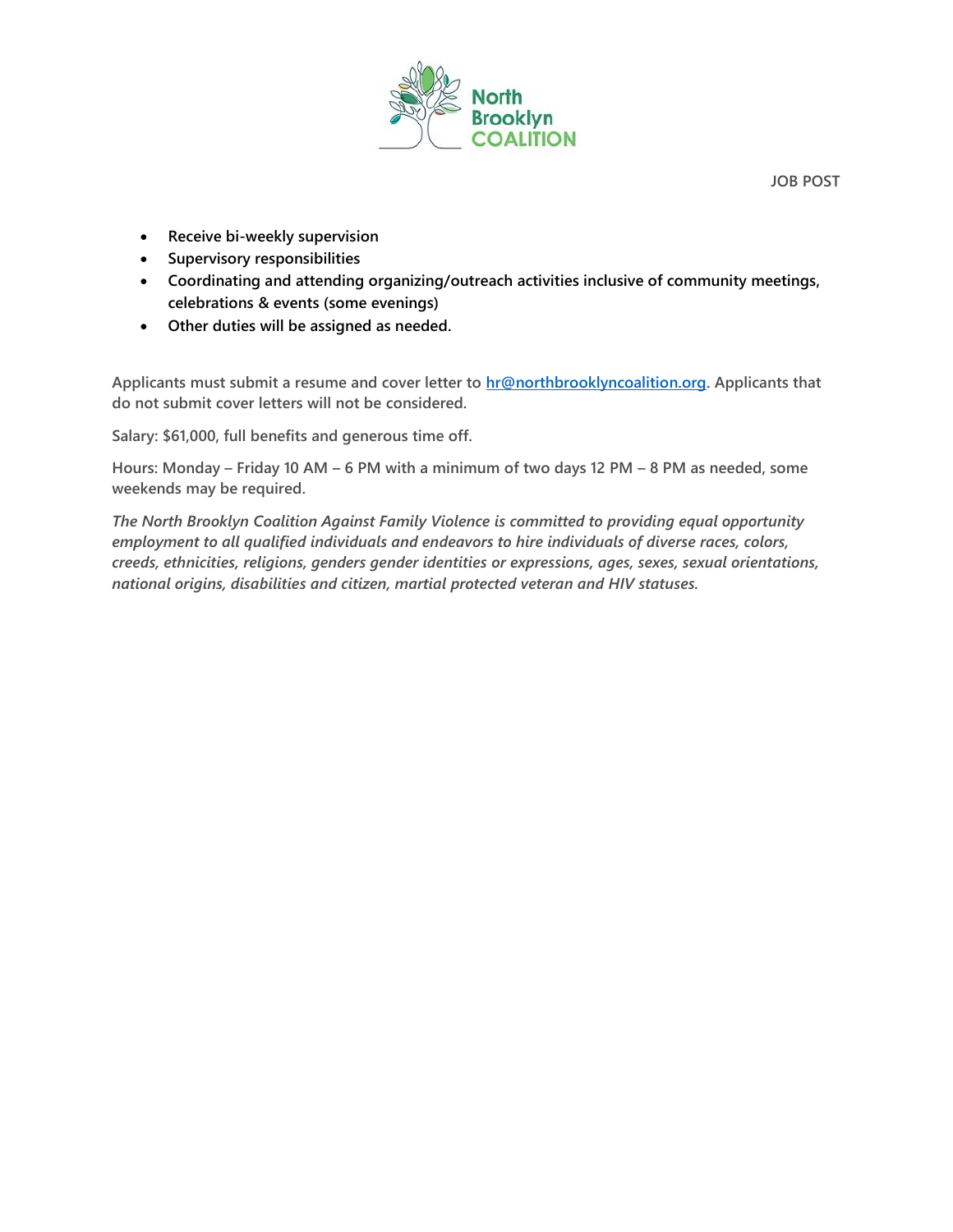**JOB POST**

- **Receive bi-weekly supervision**
- **Supervisory responsibilities**
- **Coordinating and attending organizing/outreach activities inclusive of community meetings, celebrations & events (some evenings)**
- **Other duties will be assigned as needed.**

**Applicants must submit a resume and cover letter to [hr@northbrooklyncoalition.org](mailto:hr@northbrooklyncoalition.org). Applicants that do not submit cover letters will not be considered.**

**Salary: $61,000, full benefits and generous time off.**

**Hours: Monday – Friday 10 AM – 6 PM with a minimum of two days 12 PM – 8 PM as needed, some weekends may be required.**

***The North Brooklyn Coalition Against Family Violence is committed to providing equal opportunity employment to all qualified individuals and endeavors to hire individuals of diverse races, colors, creeds, ethnicities, religions, genders gender identities or expressions, ages, sexes, sexual orientations, national origins, disabilities and citizen, martial protected veteran and HIV statuses.***